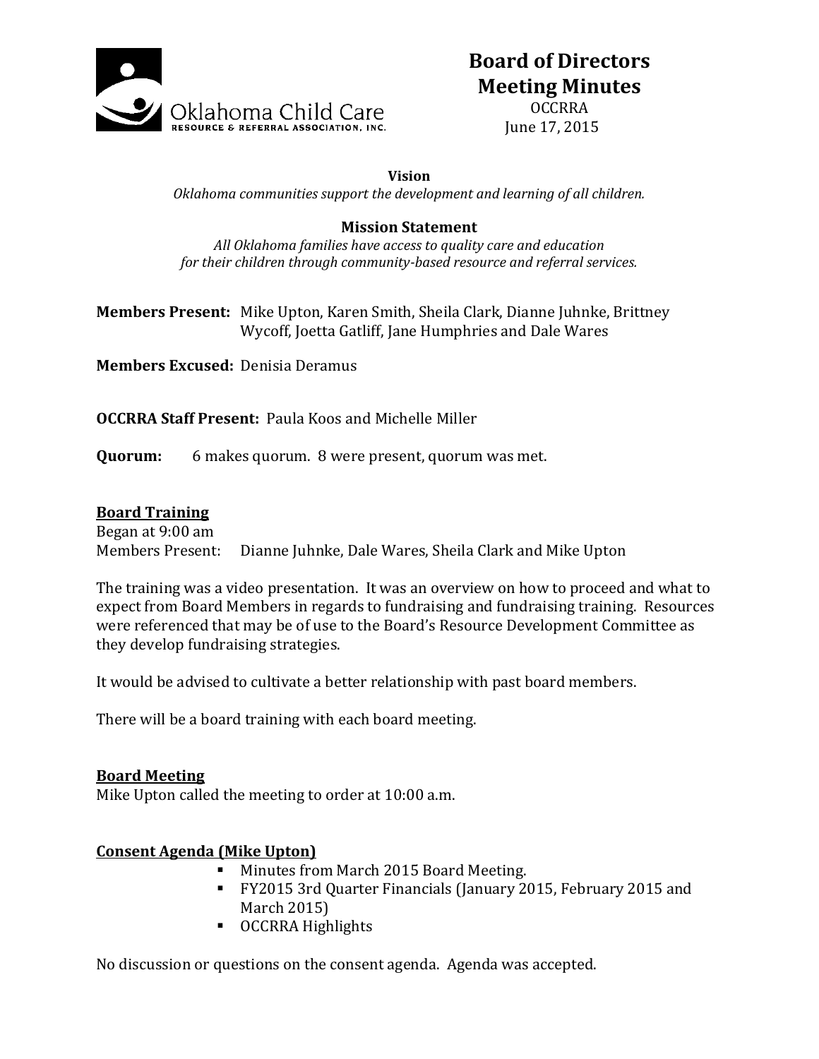Oklahoma Child Care
RESOURCE & REFERRAL ASSOCIATION, INC.

# Board of Directors Meeting Minutes

OCCRRA
June 17, 2015

**Vision**

*Oklahoma communities support the development and learning of all children.*

**Mission Statement**

*All Oklahoma families have access to quality care and education for their children through community-based resource and referral services.*

**Members Present:** Mike Upton, Karen Smith, Sheila Clark, Dianne Juhnke, Brittney Wycoff, Joetta Gatliff, Jane Humphries and Dale Wares

**Members Excused:** Denisia Deramus

**OCCRRA Staff Present:** Paula Koos and Michelle Miller

**Quorum:** 6 makes quorum. 8 were present, quorum was met.

## Board Training

Began at 9:00 am
Members Present: Dianne Juhnke, Dale Wares, Sheila Clark and Mike Upton

The training was a video presentation. It was an overview on how to proceed and what to expect from Board Members in regards to fundraising and fundraising training. Resources were referenced that may be of use to the Board's Resource Development Committee as they develop fundraising strategies.

It would be advised to cultivate a better relationship with past board members.

There will be a board training with each board meeting.

## Board Meeting

Mike Upton called the meeting to order at 10:00 a.m.

## Consent Agenda (Mike Upton)

- Minutes from March 2015 Board Meeting.
- FY2015 3rd Quarter Financials (January 2015, February 2015 and March 2015)
- OCCRRA Highlights

No discussion or questions on the consent agenda. Agenda was accepted.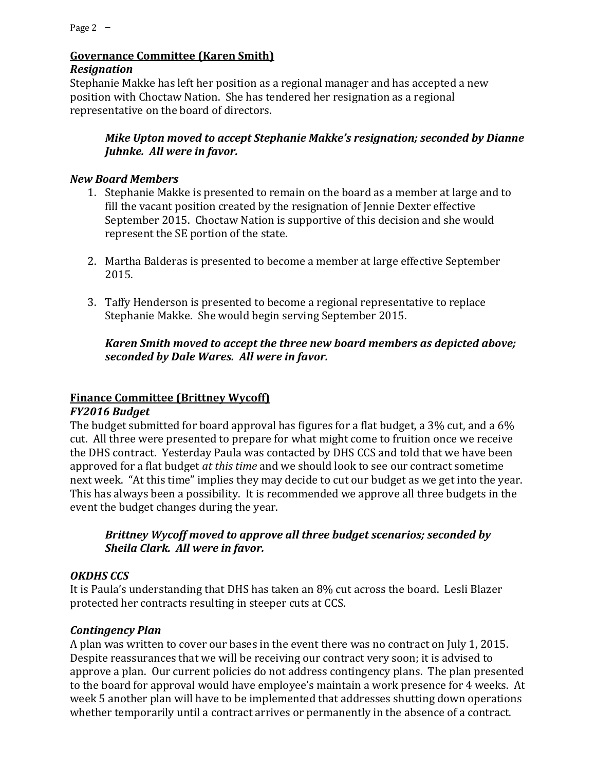## <u>Governance Committee (Karen Smith)</u>

***Resignation***

Stephanie Makke has left her position as a regional manager and has accepted a new position with Choctaw Nation. She has tendered her resignation as a regional representative on the board of directors.

> ***Mike Upton moved to accept Stephanie Makke's resignation; seconded by Dianne Juhnke. All were in favor.***

***New Board Members***

1. Stephanie Makke is presented to remain on the board as a member at large and to fill the vacant position created by the resignation of Jennie Dexter effective September 2015. Choctaw Nation is supportive of this decision and she would represent the SE portion of the state.

2. Martha Balderas is presented to become a member at large effective September 2015.

3. Taffy Henderson is presented to become a regional representative to replace Stephanie Makke. She would begin serving September 2015.

> ***Karen Smith moved to accept the three new board members as depicted above; seconded by Dale Wares. All were in favor.***

## <u>Finance Committee (Brittney Wycoff)</u>

***FY2016 Budget***

The budget submitted for board approval has figures for a flat budget, a 3% cut, and a 6% cut. All three were presented to prepare for what might come to fruition once we receive the DHS contract. Yesterday Paula was contacted by DHS CCS and told that we have been approved for a flat budget *at this time* and we should look to see our contract sometime next week. "At this time" implies they may decide to cut our budget as we get into the year. This has always been a possibility. It is recommended we approve all three budgets in the event the budget changes during the year.

> ***Brittney Wycoff moved to approve all three budget scenarios; seconded by Sheila Clark. All were in favor.***

***OKDHS CCS***

It is Paula's understanding that DHS has taken an 8% cut across the board. Lesli Blazer protected her contracts resulting in steeper cuts at CCS.

***Contingency Plan***

A plan was written to cover our bases in the event there was no contract on July 1, 2015. Despite reassurances that we will be receiving our contract very soon; it is advised to approve a plan. Our current policies do not address contingency plans. The plan presented to the board for approval would have employee's maintain a work presence for 4 weeks. At week 5 another plan will have to be implemented that addresses shutting down operations whether temporarily until a contract arrives or permanently in the absence of a contract.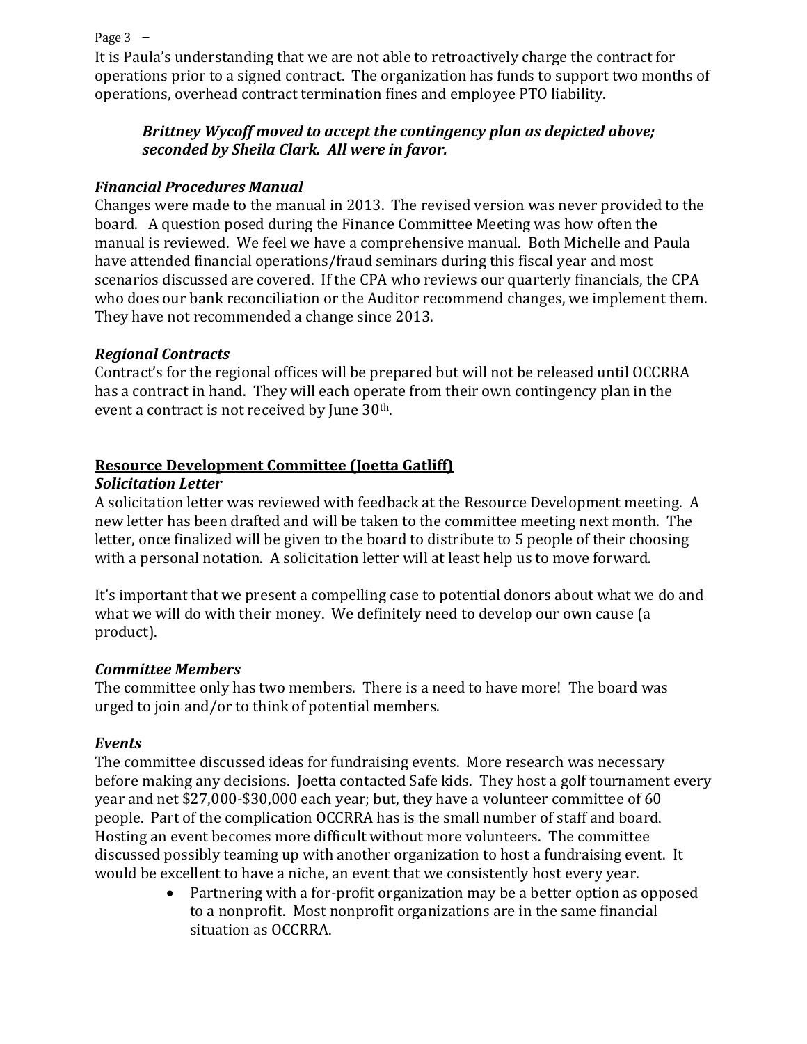It is Paula's understanding that we are not able to retroactively charge the contract for operations prior to a signed contract. The organization has funds to support two months of operations, overhead contract termination fines and employee PTO liability.

> ***Brittney Wycoff moved to accept the contingency plan as depicted above; seconded by Sheila Clark. All were in favor.***

### *Financial Procedures Manual*

Changes were made to the manual in 2013. The revised version was never provided to the board. A question posed during the Finance Committee Meeting was how often the manual is reviewed. We feel we have a comprehensive manual. Both Michelle and Paula have attended financial operations/fraud seminars during this fiscal year and most scenarios discussed are covered. If the CPA who reviews our quarterly financials, the CPA who does our bank reconciliation or the Auditor recommend changes, we implement them. They have not recommended a change since 2013.

### *Regional Contracts*

Contract's for the regional offices will be prepared but will not be released until OCCRRA has a contract in hand. They will each operate from their own contingency plan in the event a contract is not received by June 30th.

## Resource Development Committee (Joetta Gatliff)

### *Solicitation Letter*

A solicitation letter was reviewed with feedback at the Resource Development meeting. A new letter has been drafted and will be taken to the committee meeting next month. The letter, once finalized will be given to the board to distribute to 5 people of their choosing with a personal notation. A solicitation letter will at least help us to move forward.

It's important that we present a compelling case to potential donors about what we do and what we will do with their money. We definitely need to develop our own cause (a product).

### *Committee Members*

The committee only has two members. There is a need to have more! The board was urged to join and/or to think of potential members.

### *Events*

The committee discussed ideas for fundraising events. More research was necessary before making any decisions. Joetta contacted Safe kids. They host a golf tournament every year and net $27,000-$30,000 each year; but, they have a volunteer committee of 60 people. Part of the complication OCCRRA has is the small number of staff and board. Hosting an event becomes more difficult without more volunteers. The committee discussed possibly teaming up with another organization to host a fundraising event. It would be excellent to have a niche, an event that we consistently host every year.

- Partnering with a for-profit organization may be a better option as opposed to a nonprofit. Most nonprofit organizations are in the same financial situation as OCCRRA.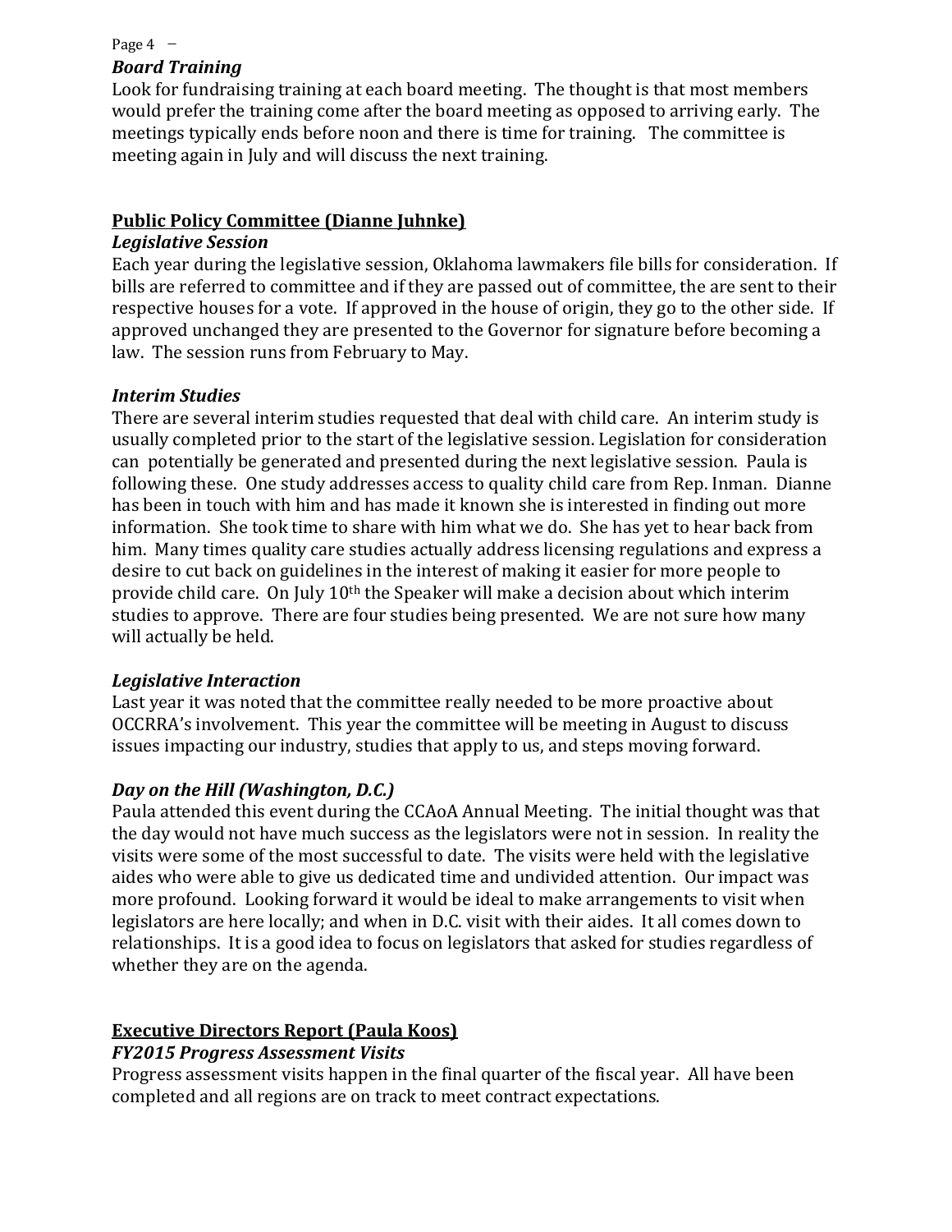### *Board Training*

Look for fundraising training at each board meeting. The thought is that most members would prefer the training come after the board meeting as opposed to arriving early. The meetings typically ends before noon and there is time for training. The committee is meeting again in July and will discuss the next training.

## Public Policy Committee (Dianne Juhnke)

### *Legislative Session*

Each year during the legislative session, Oklahoma lawmakers file bills for consideration. If bills are referred to committee and if they are passed out of committee, the are sent to their respective houses for a vote. If approved in the house of origin, they go to the other side. If approved unchanged they are presented to the Governor for signature before becoming a law. The session runs from February to May.

### *Interim Studies*

There are several interim studies requested that deal with child care. An interim study is usually completed prior to the start of the legislative session. Legislation for consideration can potentially be generated and presented during the next legislative session. Paula is following these. One study addresses access to quality child care from Rep. Inman. Dianne has been in touch with him and has made it known she is interested in finding out more information. She took time to share with him what we do. She has yet to hear back from him. Many times quality care studies actually address licensing regulations and express a desire to cut back on guidelines in the interest of making it easier for more people to provide child care. On July 10th the Speaker will make a decision about which interim studies to approve. There are four studies being presented. We are not sure how many will actually be held.

### *Legislative Interaction*

Last year it was noted that the committee really needed to be more proactive about OCCRRA's involvement. This year the committee will be meeting in August to discuss issues impacting our industry, studies that apply to us, and steps moving forward.

### *Day on the Hill (Washington, D.C.)*

Paula attended this event during the CCAoA Annual Meeting. The initial thought was that the day would not have much success as the legislators were not in session. In reality the visits were some of the most successful to date. The visits were held with the legislative aides who were able to give us dedicated time and undivided attention. Our impact was more profound. Looking forward it would be ideal to make arrangements to visit when legislators are here locally; and when in D.C. visit with their aides. It all comes down to relationships. It is a good idea to focus on legislators that asked for studies regardless of whether they are on the agenda.

## Executive Directors Report (Paula Koos)

### *FY2015 Progress Assessment Visits*

Progress assessment visits happen in the final quarter of the fiscal year. All have been completed and all regions are on track to meet contract expectations.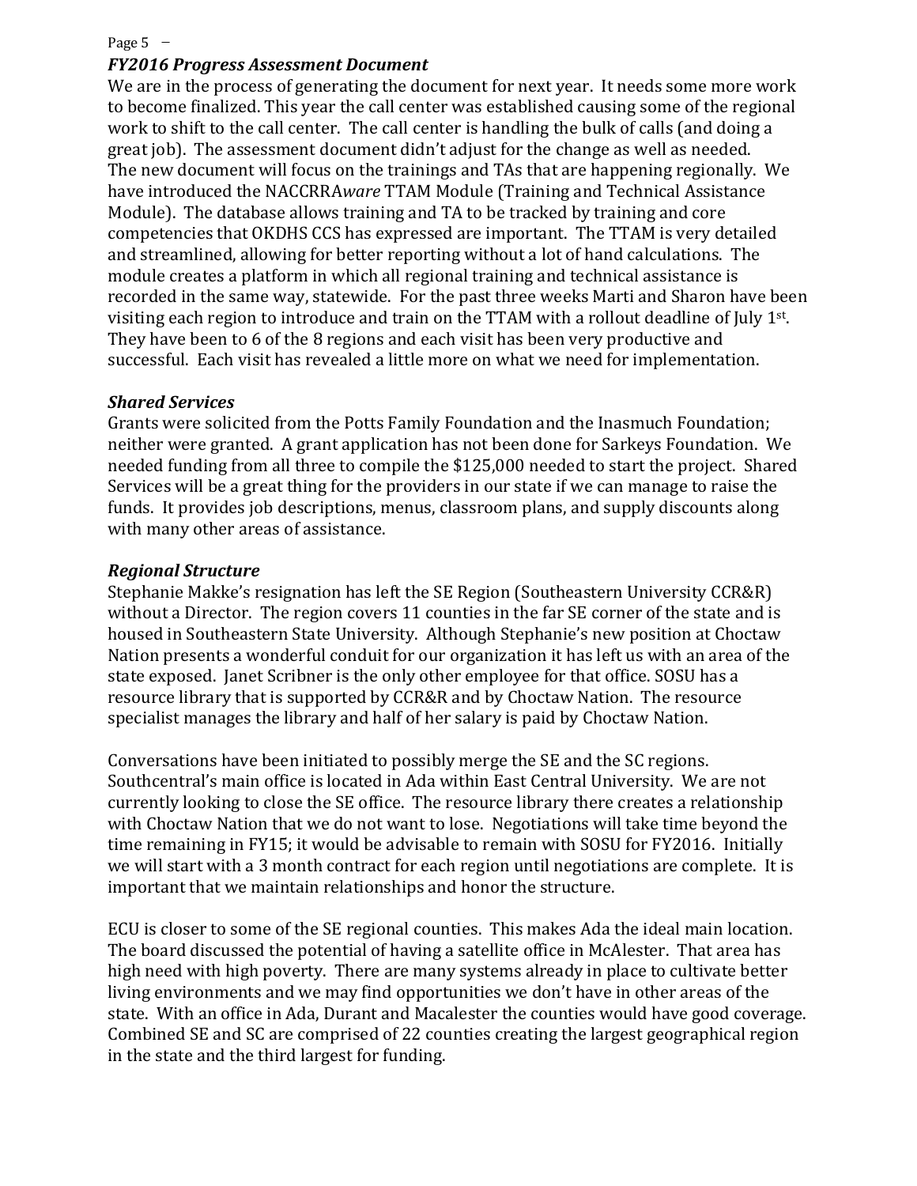### *FY2016 Progress Assessment Document*

We are in the process of generating the document for next year. It needs some more work to become finalized. This year the call center was established causing some of the regional work to shift to the call center. The call center is handling the bulk of calls (and doing a great job). The assessment document didn't adjust for the change as well as needed. The new document will focus on the trainings and TAs that are happening regionally. We have introduced the NACCRRA*ware* TTAM Module (Training and Technical Assistance Module). The database allows training and TA to be tracked by training and core competencies that OKDHS CCS has expressed are important. The TTAM is very detailed and streamlined, allowing for better reporting without a lot of hand calculations. The module creates a platform in which all regional training and technical assistance is recorded in the same way, statewide. For the past three weeks Marti and Sharon have been visiting each region to introduce and train on the TTAM with a rollout deadline of July 1st. They have been to 6 of the 8 regions and each visit has been very productive and successful. Each visit has revealed a little more on what we need for implementation.

### *Shared Services*

Grants were solicited from the Potts Family Foundation and the Inasmuch Foundation; neither were granted. A grant application has not been done for Sarkeys Foundation. We needed funding from all three to compile the $125,000 needed to start the project. Shared Services will be a great thing for the providers in our state if we can manage to raise the funds. It provides job descriptions, menus, classroom plans, and supply discounts along with many other areas of assistance.

### *Regional Structure*

Stephanie Makke's resignation has left the SE Region (Southeastern University CCR&R) without a Director. The region covers 11 counties in the far SE corner of the state and is housed in Southeastern State University. Although Stephanie's new position at Choctaw Nation presents a wonderful conduit for our organization it has left us with an area of the state exposed. Janet Scribner is the only other employee for that office. SOSU has a resource library that is supported by CCR&R and by Choctaw Nation. The resource specialist manages the library and half of her salary is paid by Choctaw Nation.

Conversations have been initiated to possibly merge the SE and the SC regions. Southcentral's main office is located in Ada within East Central University. We are not currently looking to close the SE office. The resource library there creates a relationship with Choctaw Nation that we do not want to lose. Negotiations will take time beyond the time remaining in FY15; it would be advisable to remain with SOSU for FY2016. Initially we will start with a 3 month contract for each region until negotiations are complete. It is important that we maintain relationships and honor the structure.

ECU is closer to some of the SE regional counties. This makes Ada the ideal main location. The board discussed the potential of having a satellite office in McAlester. That area has high need with high poverty. There are many systems already in place to cultivate better living environments and we may find opportunities we don't have in other areas of the state. With an office in Ada, Durant and Macalester the counties would have good coverage. Combined SE and SC are comprised of 22 counties creating the largest geographical region in the state and the third largest for funding.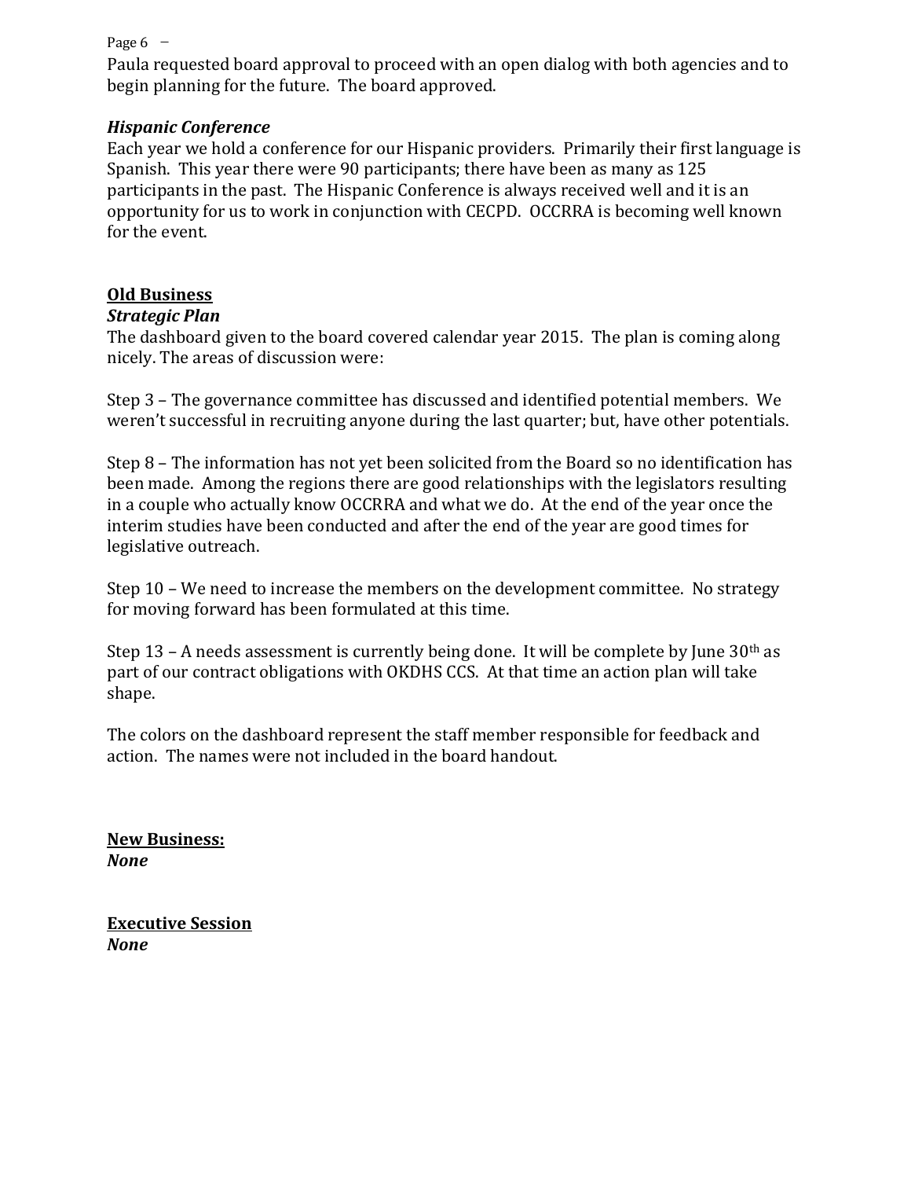Paula requested board approval to proceed with an open dialog with both agencies and to begin planning for the future. The board approved.

***Hispanic Conference***

Each year we hold a conference for our Hispanic providers. Primarily their first language is Spanish. This year there were 90 participants; there have been as many as 125 participants in the past. The Hispanic Conference is always received well and it is an opportunity for us to work in conjunction with CECPD. OCCRRA is becoming well known for the event.

## **Old Business**

***Strategic Plan***

The dashboard given to the board covered calendar year 2015. The plan is coming along nicely. The areas of discussion were:

Step 3 – The governance committee has discussed and identified potential members. We weren't successful in recruiting anyone during the last quarter; but, have other potentials.

Step 8 – The information has not yet been solicited from the Board so no identification has been made. Among the regions there are good relationships with the legislators resulting in a couple who actually know OCCRRA and what we do. At the end of the year once the interim studies have been conducted and after the end of the year are good times for legislative outreach.

Step 10 – We need to increase the members on the development committee. No strategy for moving forward has been formulated at this time.

Step 13 – A needs assessment is currently being done. It will be complete by June 30th as part of our contract obligations with OKDHS CCS. At that time an action plan will take shape.

The colors on the dashboard represent the staff member responsible for feedback and action. The names were not included in the board handout.

## **New Business:**

***None***

## **Executive Session**

***None***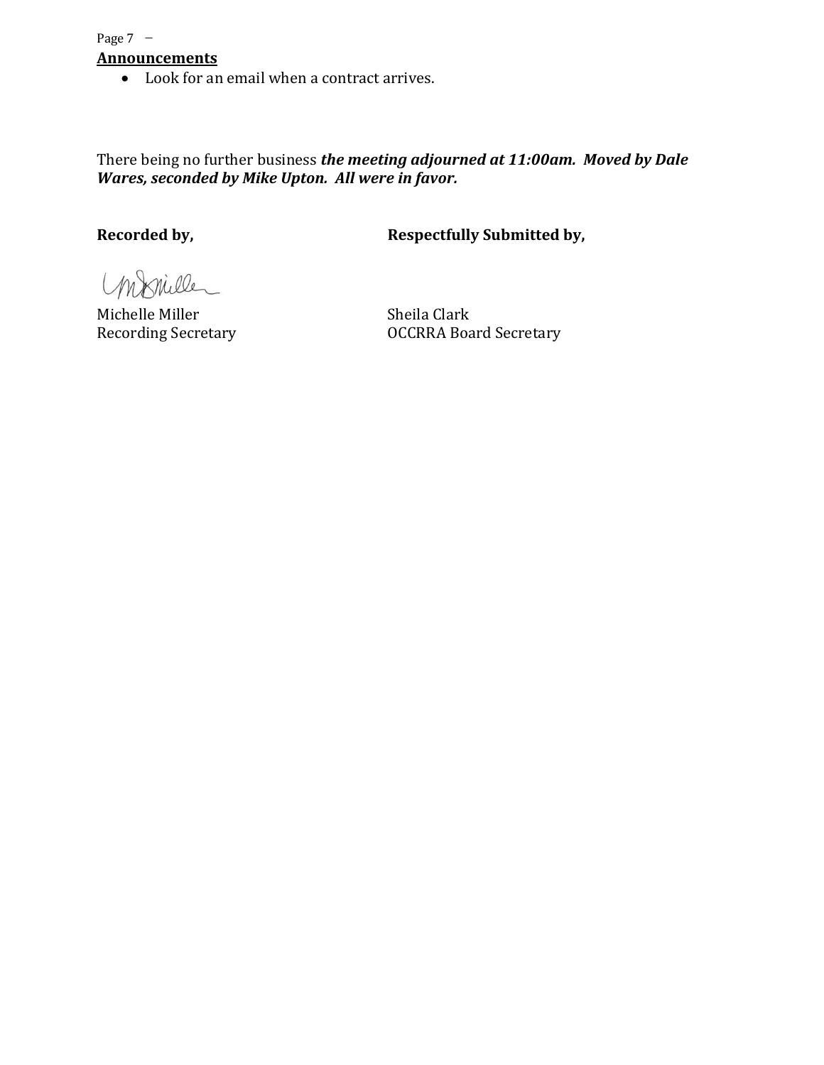**Announcements**

- Look for an email when a contract arrives.

There being no further business ***the meeting adjourned at 11:00am. Moved by Dale Wares, seconded by Mike Upton. All were in favor.***

**Recorded by,**

Michelle Miller
Recording Secretary

**Respectfully Submitted by,**

Sheila Clark
OCCRRA Board Secretary